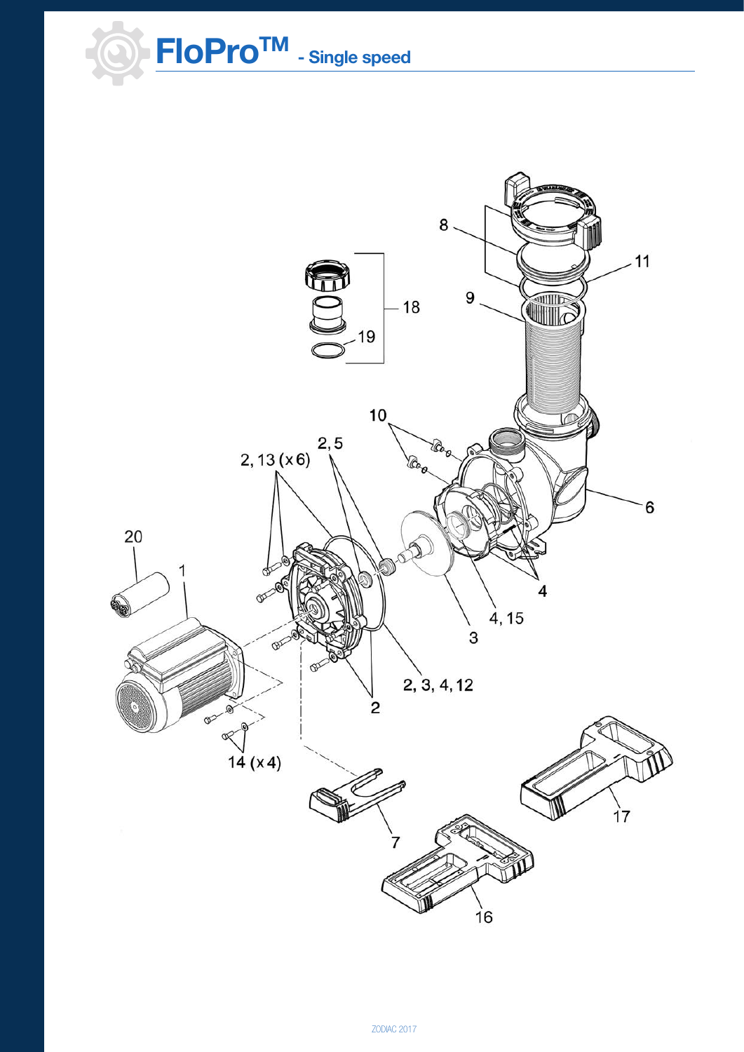# FloPro™ - Single speed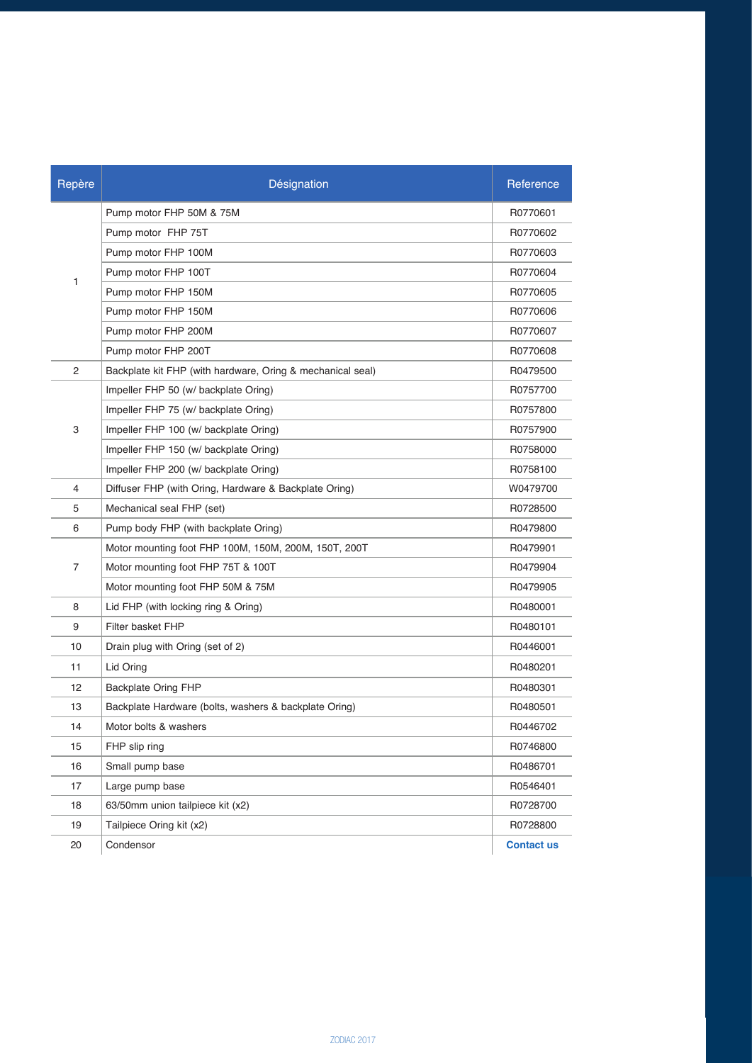| Repère | Désignation | Reference |
|---|---|---|
| 1 | Pump motor FHP 50M & 75M | R0770601 |
| | Pump motor  FHP 75T | R0770602 |
| | Pump motor FHP 100M | R0770603 |
| | Pump motor FHP 100T | R0770604 |
| | Pump motor FHP 150M | R0770605 |
| | Pump motor FHP 150M | R0770606 |
| | Pump motor FHP 200M | R0770607 |
| | Pump motor FHP 200T | R0770608 |
| 2 | Backplate kit FHP (with hardware, Oring & mechanical seal) | R0479500 |
| 3 | Impeller FHP 50 (w/ backplate Oring) | R0757700 |
| | Impeller FHP 75 (w/ backplate Oring) | R0757800 |
| | Impeller FHP 100 (w/ backplate Oring) | R0757900 |
| | Impeller FHP 150 (w/ backplate Oring) | R0758000 |
| | Impeller FHP 200 (w/ backplate Oring) | R0758100 |
| 4 | Diffuser FHP (with Oring, Hardware & Backplate Oring) | W0479700 |
| 5 | Mechanical seal FHP (set) | R0728500 |
| 6 | Pump body FHP (with backplate Oring) | R0479800 |
| 7 | Motor mounting foot FHP 100M, 150M, 200M, 150T, 200T | R0479901 |
| | Motor mounting foot FHP 75T & 100T | R0479904 |
| | Motor mounting foot FHP 50M & 75M | R0479905 |
| 8 | Lid FHP (with locking ring & Oring) | R0480001 |
| 9 | Filter basket FHP | R0480101 |
| 10 | Drain plug with Oring (set of 2) | R0446001 |
| 11 | Lid Oring | R0480201 |
| 12 | Backplate Oring FHP | R0480301 |
| 13 | Backplate Hardware (bolts, washers & backplate Oring) | R0480501 |
| 14 | Motor bolts & washers | R0446702 |
| 15 | FHP slip ring | R0746800 |
| 16 | Small pump base | R0486701 |
| 17 | Large pump base | R0546401 |
| 18 | 63/50mm union tailpiece kit (x2) | R0728700 |
| 19 | Tailpiece Oring kit (x2) | R0728800 |
| 20 | Condensor | **Contact us** |